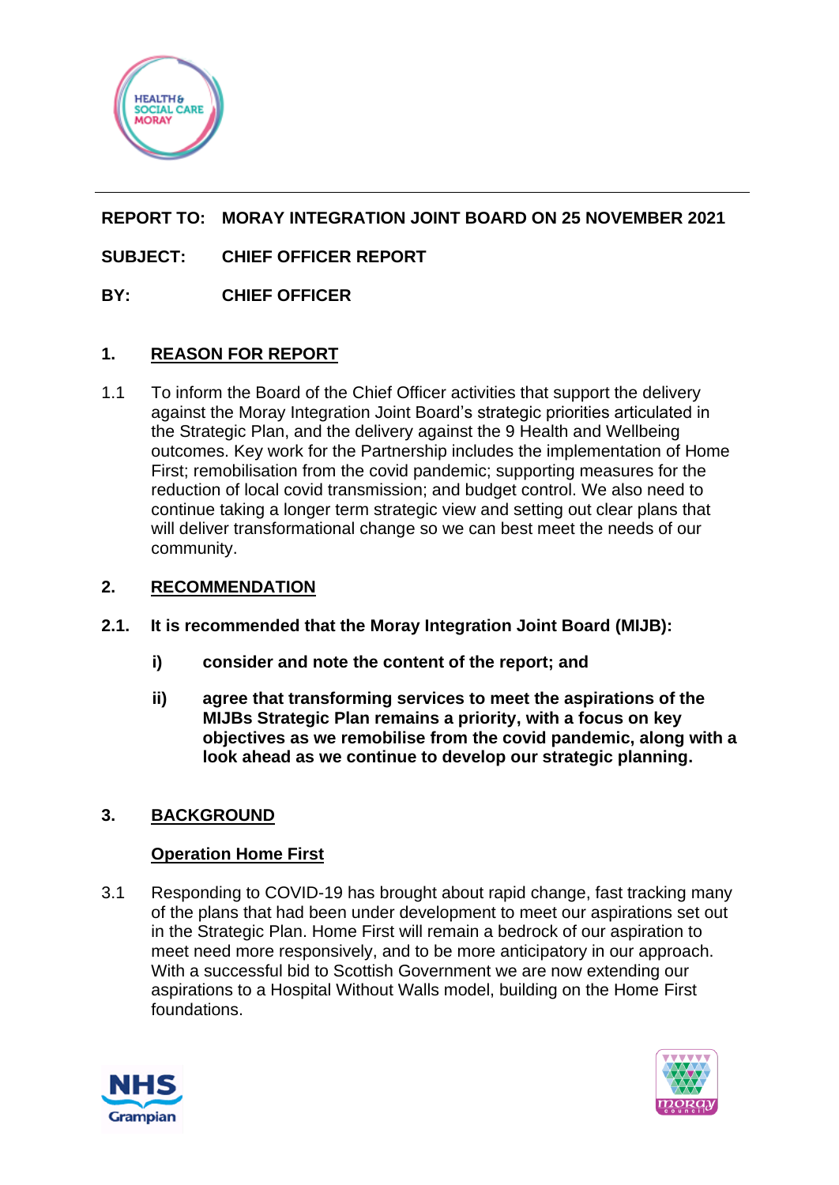**REPORT TO: MORAY INTEGRATION JOINT BOARD ON 25 NOVEMBER 2021**

**SUBJECT: CHIEF OFFICER REPORT**

**BY: CHIEF OFFICER**

## 1. REASON FOR REPORT

1.1 To inform the Board of the Chief Officer activities that support the delivery against the Moray Integration Joint Board's strategic priorities articulated in the Strategic Plan, and the delivery against the 9 Health and Wellbeing outcomes. Key work for the Partnership includes the implementation of Home First; remobilisation from the covid pandemic; supporting measures for the reduction of local covid transmission; and budget control. We also need to continue taking a longer term strategic view and setting out clear plans that will deliver transformational change so we can best meet the needs of our community.

## 2. RECOMMENDATION

**2.1. It is recommended that the Moray Integration Joint Board (MIJB):**

**i) consider and note the content of the report; and**

**ii) agree that transforming services to meet the aspirations of the MIJBs Strategic Plan remains a priority, with a focus on key objectives as we remobilise from the covid pandemic, along with a look ahead as we continue to develop our strategic planning.**

## 3. BACKGROUND

### Operation Home First

3.1 Responding to COVID-19 has brought about rapid change, fast tracking many of the plans that had been under development to meet our aspirations set out in the Strategic Plan. Home First will remain a bedrock of our aspiration to meet need more responsively, and to be more anticipatory in our approach. With a successful bid to Scottish Government we are now extending our aspirations to a Hospital Without Walls model, building on the Home First foundations.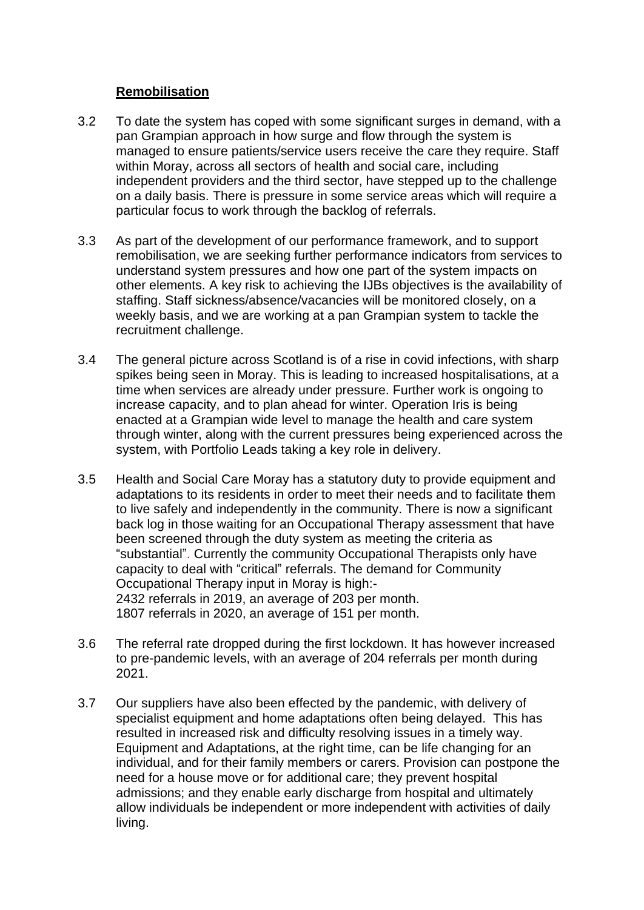**Remobilisation**

3.2 To date the system has coped with some significant surges in demand, with a pan Grampian approach in how surge and flow through the system is managed to ensure patients/service users receive the care they require. Staff within Moray, across all sectors of health and social care, including independent providers and the third sector, have stepped up to the challenge on a daily basis. There is pressure in some service areas which will require a particular focus to work through the backlog of referrals.

3.3 As part of the development of our performance framework, and to support remobilisation, we are seeking further performance indicators from services to understand system pressures and how one part of the system impacts on other elements. A key risk to achieving the IJBs objectives is the availability of staffing. Staff sickness/absence/vacancies will be monitored closely, on a weekly basis, and we are working at a pan Grampian system to tackle the recruitment challenge.

3.4 The general picture across Scotland is of a rise in covid infections, with sharp spikes being seen in Moray. This is leading to increased hospitalisations, at a time when services are already under pressure. Further work is ongoing to increase capacity, and to plan ahead for winter. Operation Iris is being enacted at a Grampian wide level to manage the health and care system through winter, along with the current pressures being experienced across the system, with Portfolio Leads taking a key role in delivery.

3.5 Health and Social Care Moray has a statutory duty to provide equipment and adaptations to its residents in order to meet their needs and to facilitate them to live safely and independently in the community. There is now a significant back log in those waiting for an Occupational Therapy assessment that have been screened through the duty system as meeting the criteria as "substantial". Currently the community Occupational Therapists only have capacity to deal with "critical" referrals. The demand for Community Occupational Therapy input in Moray is high:-
2432 referrals in 2019, an average of 203 per month.
1807 referrals in 2020, an average of 151 per month.

3.6 The referral rate dropped during the first lockdown. It has however increased to pre-pandemic levels, with an average of 204 referrals per month during 2021.

3.7 Our suppliers have also been effected by the pandemic, with delivery of specialist equipment and home adaptations often being delayed. This has resulted in increased risk and difficulty resolving issues in a timely way. Equipment and Adaptations, at the right time, can be life changing for an individual, and for their family members or carers. Provision can postpone the need for a house move or for additional care; they prevent hospital admissions; and they enable early discharge from hospital and ultimately allow individuals be independent or more independent with activities of daily living.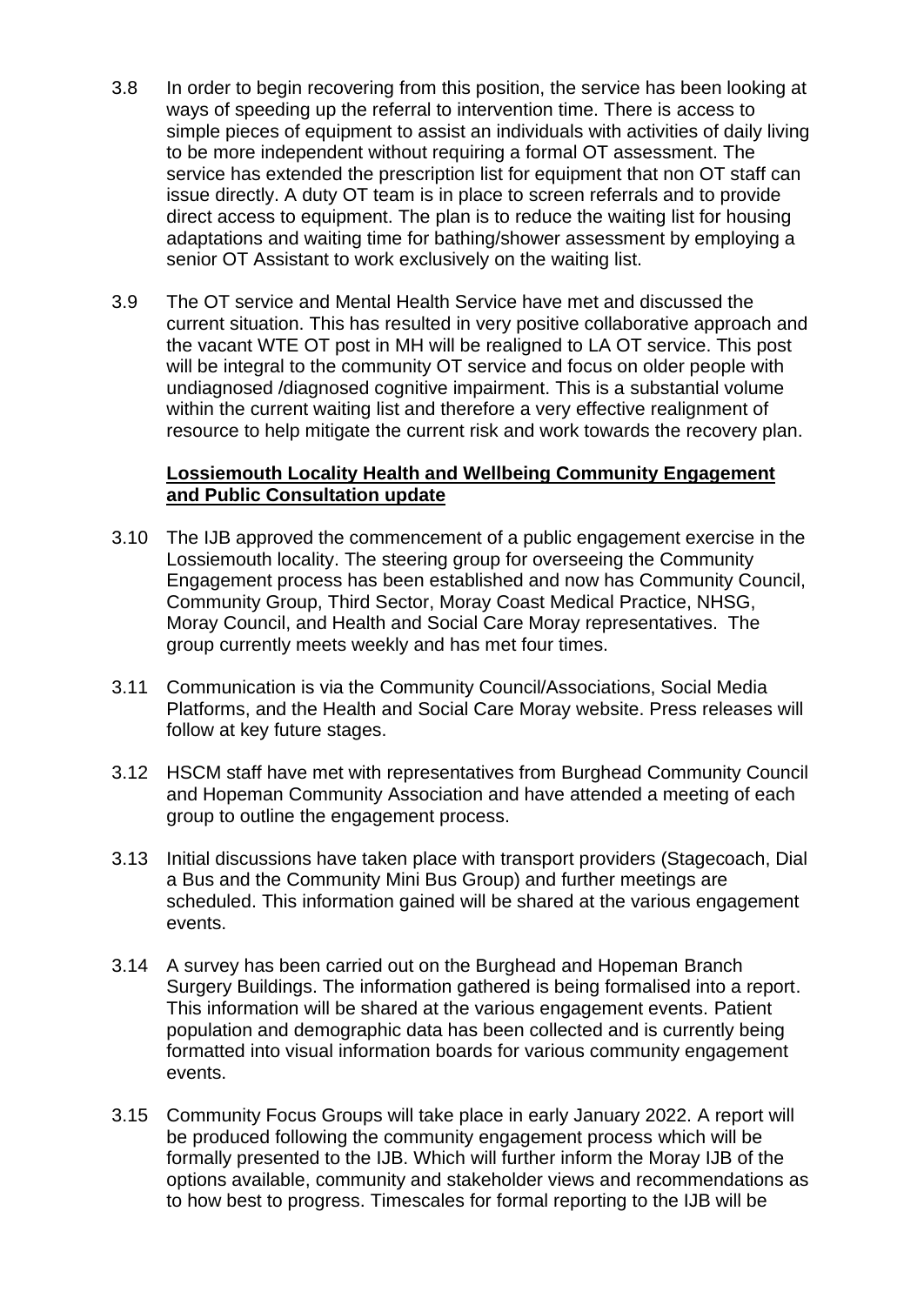3.8 In order to begin recovering from this position, the service has been looking at ways of speeding up the referral to intervention time. There is access to simple pieces of equipment to assist an individuals with activities of daily living to be more independent without requiring a formal OT assessment. The service has extended the prescription list for equipment that non OT staff can issue directly. A duty OT team is in place to screen referrals and to provide direct access to equipment. The plan is to reduce the waiting list for housing adaptations and waiting time for bathing/shower assessment by employing a senior OT Assistant to work exclusively on the waiting list.

3.9 The OT service and Mental Health Service have met and discussed the current situation. This has resulted in very positive collaborative approach and the vacant WTE OT post in MH will be realigned to LA OT service. This post will be integral to the community OT service and focus on older people with undiagnosed /diagnosed cognitive impairment. This is a substantial volume within the current waiting list and therefore a very effective realignment of resource to help mitigate the current risk and work towards the recovery plan.

**Lossiemouth Locality Health and Wellbeing Community Engagement and Public Consultation update**

3.10 The IJB approved the commencement of a public engagement exercise in the Lossiemouth locality. The steering group for overseeing the Community Engagement process has been established and now has Community Council, Community Group, Third Sector, Moray Coast Medical Practice, NHSG, Moray Council, and Health and Social Care Moray representatives. The group currently meets weekly and has met four times.

3.11 Communication is via the Community Council/Associations, Social Media Platforms, and the Health and Social Care Moray website. Press releases will follow at key future stages.

3.12 HSCM staff have met with representatives from Burghead Community Council and Hopeman Community Association and have attended a meeting of each group to outline the engagement process.

3.13 Initial discussions have taken place with transport providers (Stagecoach, Dial a Bus and the Community Mini Bus Group) and further meetings are scheduled. This information gained will be shared at the various engagement events.

3.14 A survey has been carried out on the Burghead and Hopeman Branch Surgery Buildings. The information gathered is being formalised into a report. This information will be shared at the various engagement events. Patient population and demographic data has been collected and is currently being formatted into visual information boards for various community engagement events.

3.15 Community Focus Groups will take place in early January 2022. A report will be produced following the community engagement process which will be formally presented to the IJB. Which will further inform the Moray IJB of the options available, community and stakeholder views and recommendations as to how best to progress. Timescales for formal reporting to the IJB will be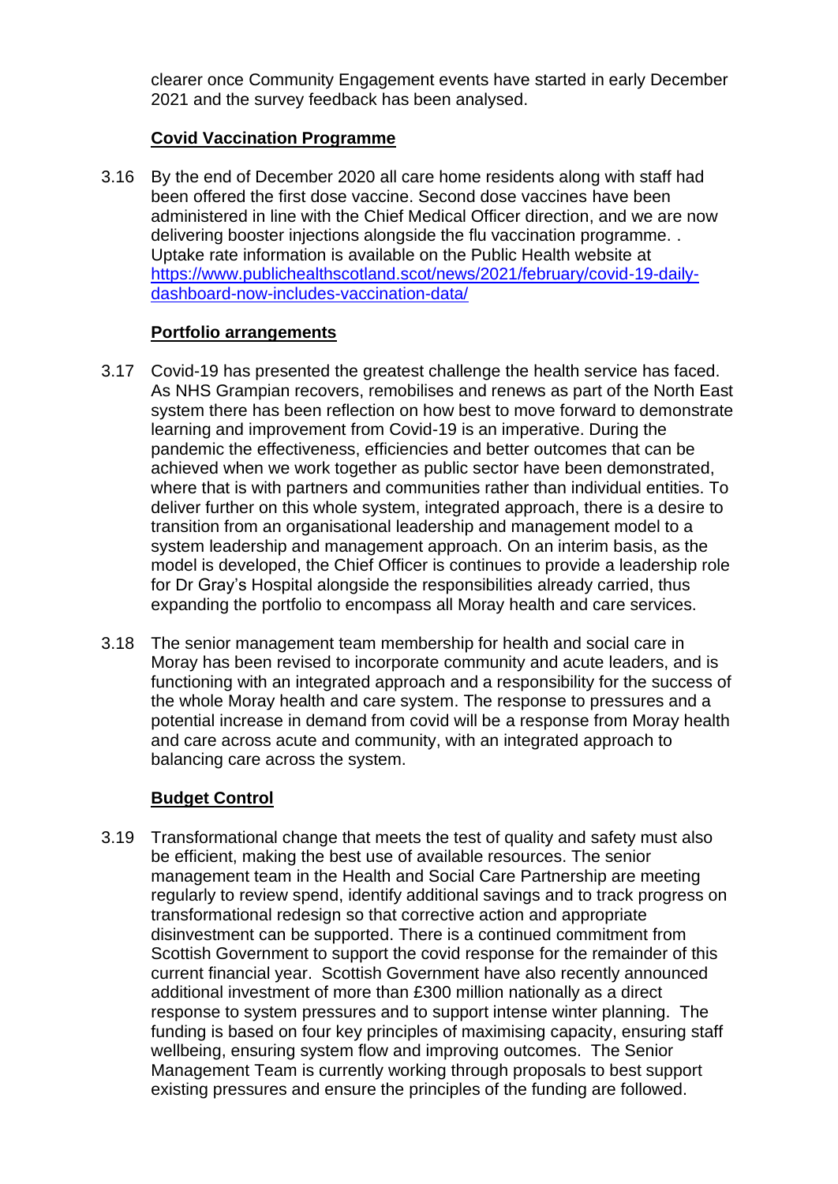clearer once Community Engagement events have started in early December 2021 and the survey feedback has been analysed.

**Covid Vaccination Programme**

3.16 By the end of December 2020 all care home residents along with staff had been offered the first dose vaccine. Second dose vaccines have been administered in line with the Chief Medical Officer direction, and we are now delivering booster injections alongside the flu vaccination programme. . Uptake rate information is available on the Public Health website at [https://www.publichealthscotland.scot/news/2021/february/covid-19-daily-dashboard-now-includes-vaccination-data/](https://www.publichealthscotland.scot/news/2021/february/covid-19-daily-dashboard-now-includes-vaccination-data/)

**Portfolio arrangements**

3.17 Covid-19 has presented the greatest challenge the health service has faced. As NHS Grampian recovers, remobilises and renews as part of the North East system there has been reflection on how best to move forward to demonstrate learning and improvement from Covid-19 is an imperative. During the pandemic the effectiveness, efficiencies and better outcomes that can be achieved when we work together as public sector have been demonstrated, where that is with partners and communities rather than individual entities. To deliver further on this whole system, integrated approach, there is a desire to transition from an organisational leadership and management model to a system leadership and management approach. On an interim basis, as the model is developed, the Chief Officer is continues to provide a leadership role for Dr Gray's Hospital alongside the responsibilities already carried, thus expanding the portfolio to encompass all Moray health and care services.

3.18 The senior management team membership for health and social care in Moray has been revised to incorporate community and acute leaders, and is functioning with an integrated approach and a responsibility for the success of the whole Moray health and care system. The response to pressures and a potential increase in demand from covid will be a response from Moray health and care across acute and community, with an integrated approach to balancing care across the system.

**Budget Control**

3.19 Transformational change that meets the test of quality and safety must also be efficient, making the best use of available resources. The senior management team in the Health and Social Care Partnership are meeting regularly to review spend, identify additional savings and to track progress on transformational redesign so that corrective action and appropriate disinvestment can be supported. There is a continued commitment from Scottish Government to support the covid response for the remainder of this current financial year. Scottish Government have also recently announced additional investment of more than £300 million nationally as a direct response to system pressures and to support intense winter planning. The funding is based on four key principles of maximising capacity, ensuring staff wellbeing, ensuring system flow and improving outcomes. The Senior Management Team is currently working through proposals to best support existing pressures and ensure the principles of the funding are followed.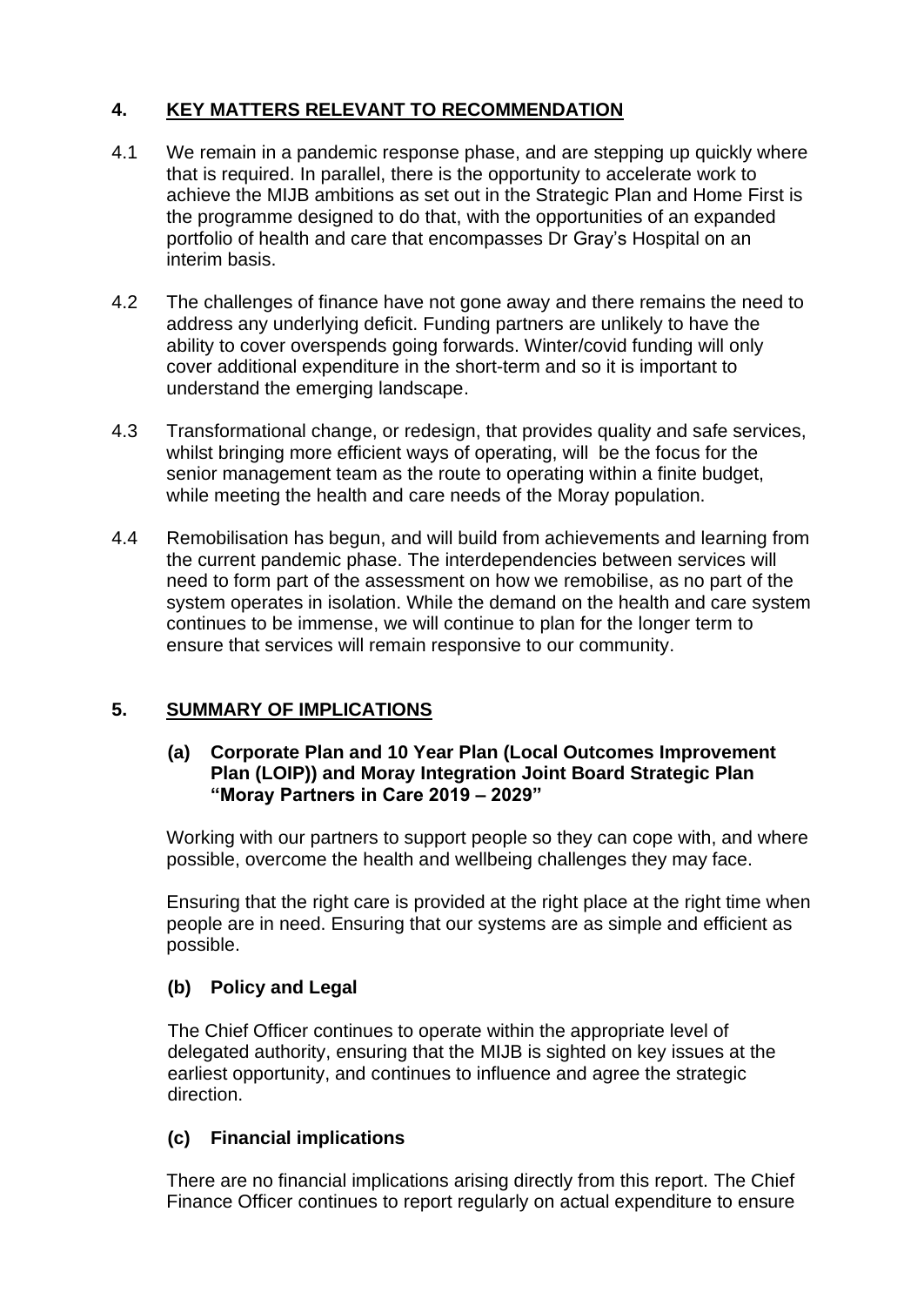## 4. KEY MATTERS RELEVANT TO RECOMMENDATION

4.1 We remain in a pandemic response phase, and are stepping up quickly where that is required. In parallel, there is the opportunity to accelerate work to achieve the MIJB ambitions as set out in the Strategic Plan and Home First is the programme designed to do that, with the opportunities of an expanded portfolio of health and care that encompasses Dr Gray's Hospital on an interim basis.

4.2 The challenges of finance have not gone away and there remains the need to address any underlying deficit. Funding partners are unlikely to have the ability to cover overspends going forwards. Winter/covid funding will only cover additional expenditure in the short-term and so it is important to understand the emerging landscape.

4.3 Transformational change, or redesign, that provides quality and safe services, whilst bringing more efficient ways of operating, will be the focus for the senior management team as the route to operating within a finite budget, while meeting the health and care needs of the Moray population.

4.4 Remobilisation has begun, and will build from achievements and learning from the current pandemic phase. The interdependencies between services will need to form part of the assessment on how we remobilise, as no part of the system operates in isolation. While the demand on the health and care system continues to be immense, we will continue to plan for the longer term to ensure that services will remain responsive to our community.

## 5. SUMMARY OF IMPLICATIONS

### (a) Corporate Plan and 10 Year Plan (Local Outcomes Improvement Plan (LOIP)) and Moray Integration Joint Board Strategic Plan "Moray Partners in Care 2019 – 2029"

Working with our partners to support people so they can cope with, and where possible, overcome the health and wellbeing challenges they may face.

Ensuring that the right care is provided at the right place at the right time when people are in need. Ensuring that our systems are as simple and efficient as possible.

### (b) Policy and Legal

The Chief Officer continues to operate within the appropriate level of delegated authority, ensuring that the MIJB is sighted on key issues at the earliest opportunity, and continues to influence and agree the strategic direction.

### (c) Financial implications

There are no financial implications arising directly from this report. The Chief Finance Officer continues to report regularly on actual expenditure to ensure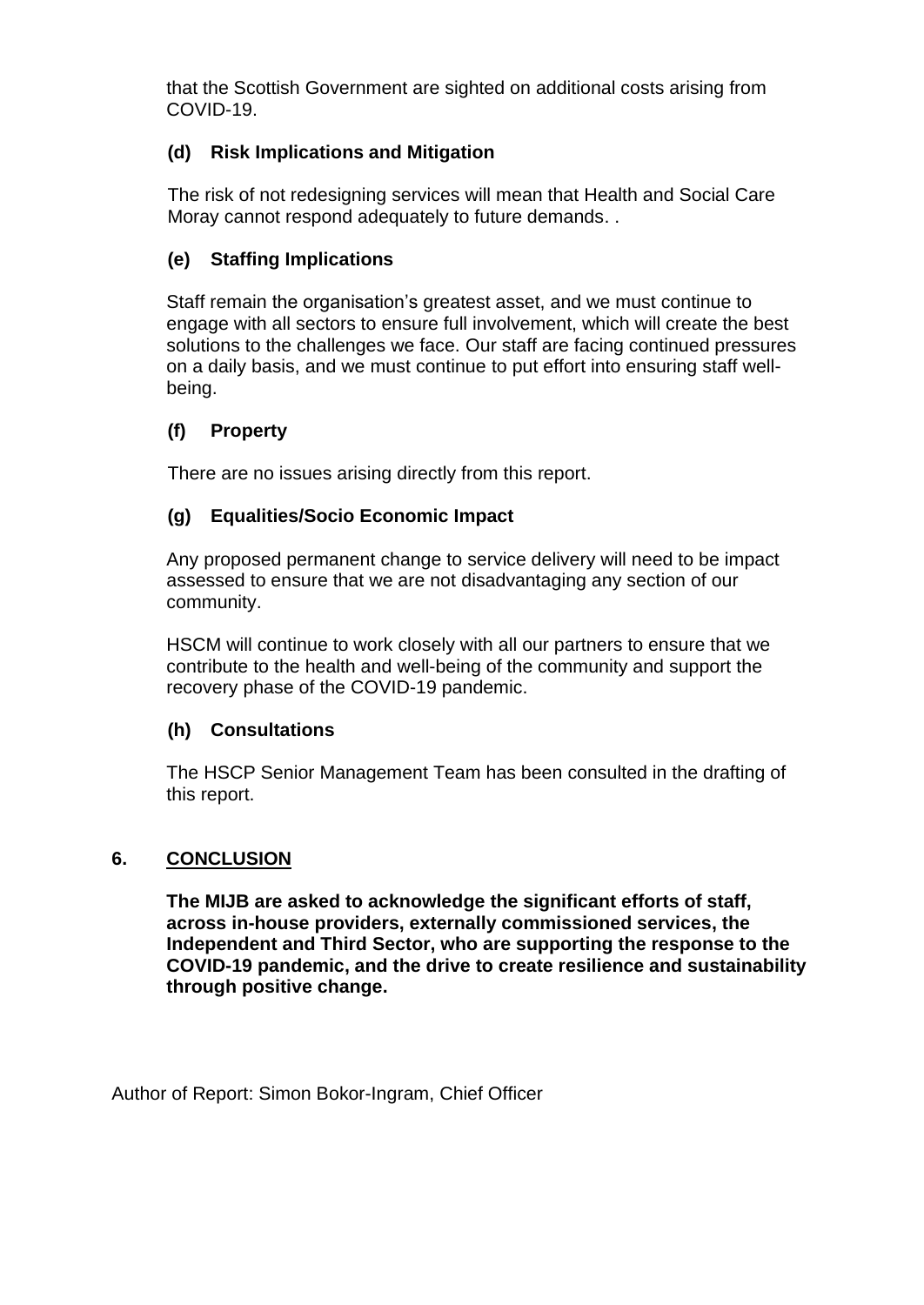that the Scottish Government are sighted on additional costs arising from COVID-19.

**(d) Risk Implications and Mitigation**

The risk of not redesigning services will mean that Health and Social Care Moray cannot respond adequately to future demands. .

**(e) Staffing Implications**

Staff remain the organisation's greatest asset, and we must continue to engage with all sectors to ensure full involvement, which will create the best solutions to the challenges we face. Our staff are facing continued pressures on a daily basis, and we must continue to put effort into ensuring staff well-being.

**(f) Property**

There are no issues arising directly from this report.

**(g) Equalities/Socio Economic Impact**

Any proposed permanent change to service delivery will need to be impact assessed to ensure that we are not disadvantaging any section of our community.

HSCM will continue to work closely with all our partners to ensure that we contribute to the health and well-being of the community and support the recovery phase of the COVID-19 pandemic.

**(h) Consultations**

The HSCP Senior Management Team has been consulted in the drafting of this report.

## 6. CONCLUSION

**The MIJB are asked to acknowledge the significant efforts of staff, across in-house providers, externally commissioned services, the Independent and Third Sector, who are supporting the response to the COVID-19 pandemic, and the drive to create resilience and sustainability through positive change.**

Author of Report: Simon Bokor-Ingram, Chief Officer